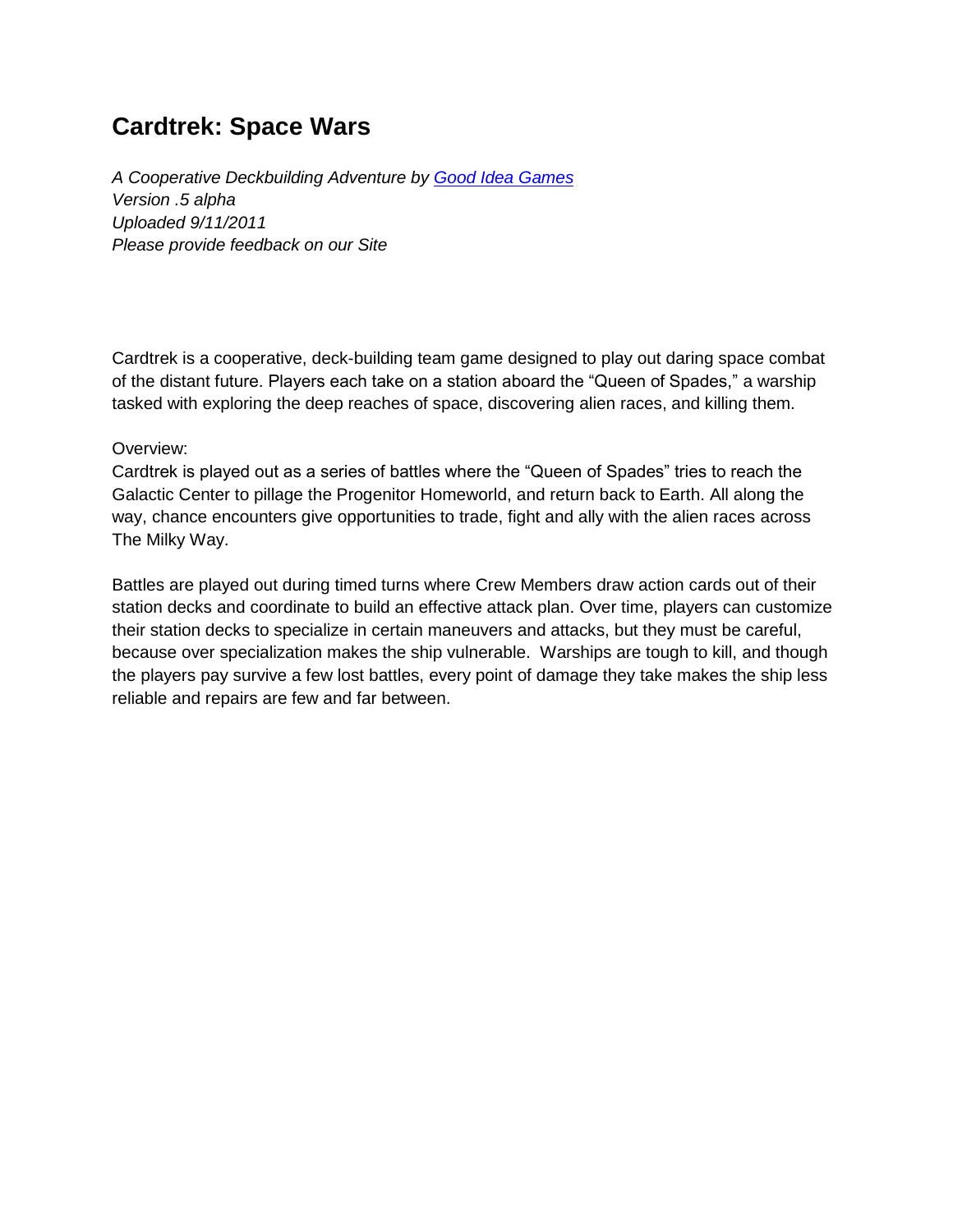# Cardtrek: Space Wars

*A Cooperative Deckbuilding Adventure by Good Idea Games*
*Version .5 alpha*
*Uploaded 9/11/2011*
*Please provide feedback on our Site*

Cardtrek is a cooperative, deck-building team game designed to play out daring space combat of the distant future. Players each take on a station aboard the "Queen of Spades," a warship tasked with exploring the deep reaches of space, discovering alien races, and killing them.

Overview:
Cardtrek is played out as a series of battles where the "Queen of Spades" tries to reach the Galactic Center to pillage the Progenitor Homeworld, and return back to Earth. All along the way, chance encounters give opportunities to trade, fight and ally with the alien races across The Milky Way.

Battles are played out during timed turns where Crew Members draw action cards out of their station decks and coordinate to build an effective attack plan. Over time, players can customize their station decks to specialize in certain maneuvers and attacks, but they must be careful, because over specialization makes the ship vulnerable. Warships are tough to kill, and though the players pay survive a few lost battles, every point of damage they take makes the ship less reliable and repairs are few and far between.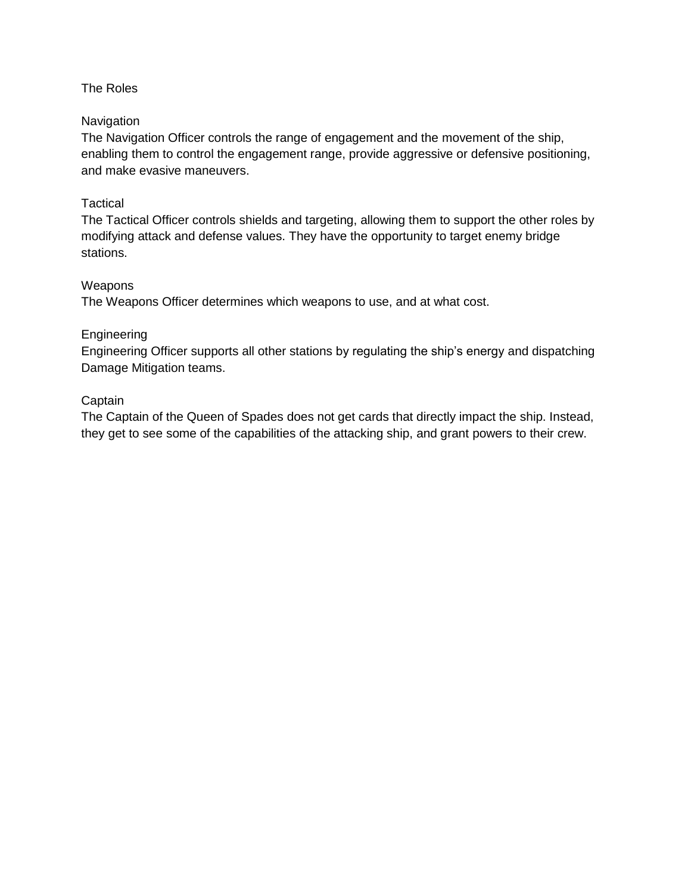# The Roles

## Navigation

The Navigation Officer controls the range of engagement and the movement of the ship, enabling them to control the engagement range, provide aggressive or defensive positioning, and make evasive maneuvers.

## Tactical

The Tactical Officer controls shields and targeting, allowing them to support the other roles by modifying attack and defense values. They have the opportunity to target enemy bridge stations.

## Weapons

The Weapons Officer determines which weapons to use, and at what cost.

## Engineering

Engineering Officer supports all other stations by regulating the ship's energy and dispatching Damage Mitigation teams.

## Captain

The Captain of the Queen of Spades does not get cards that directly impact the ship. Instead, they get to see some of the capabilities of the attacking ship, and grant powers to their crew.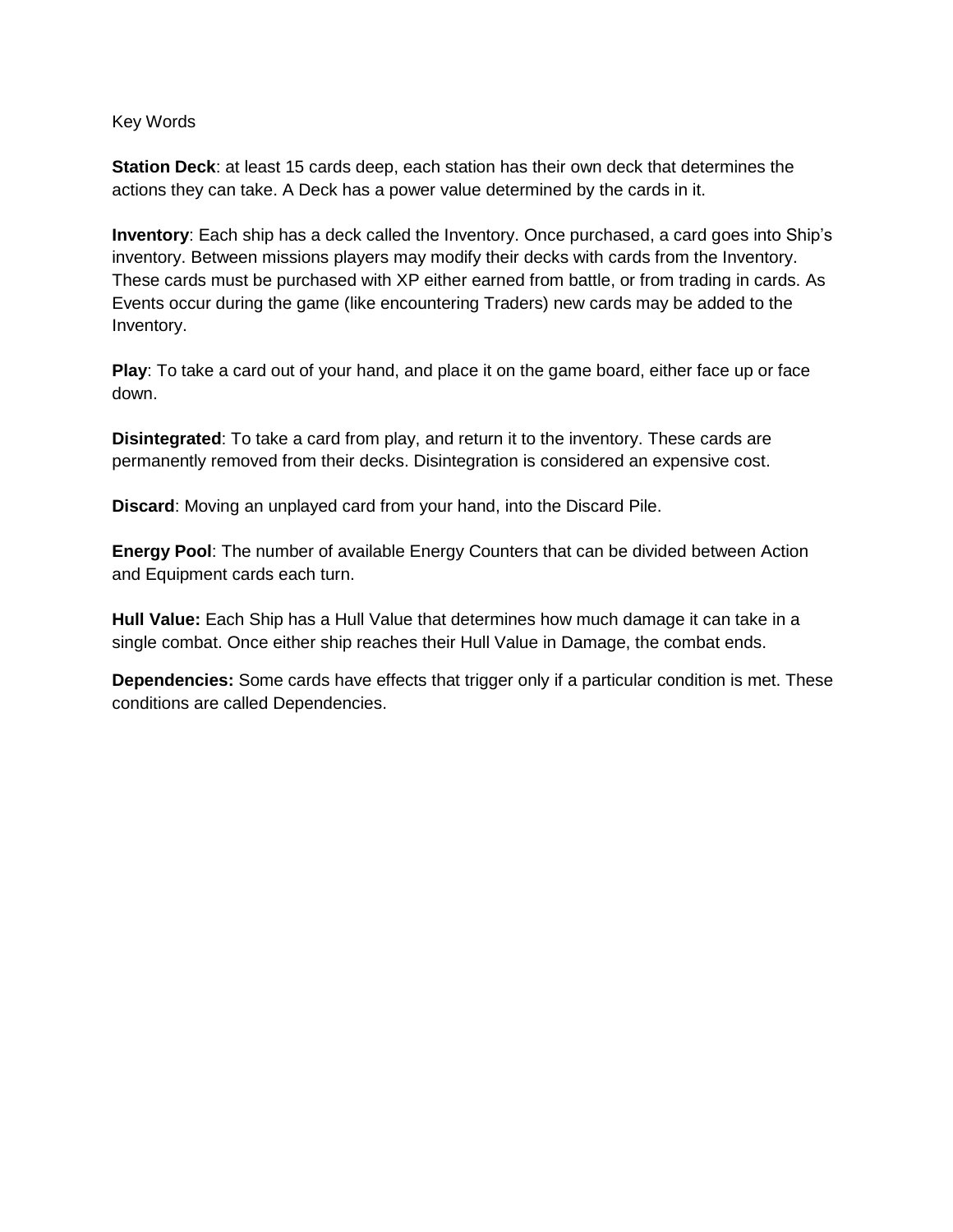Key Words

**Station Deck**: at least 15 cards deep, each station has their own deck that determines the actions they can take. A Deck has a power value determined by the cards in it.

**Inventory**: Each ship has a deck called the Inventory. Once purchased, a card goes into Ship's inventory. Between missions players may modify their decks with cards from the Inventory. These cards must be purchased with XP either earned from battle, or from trading in cards. As Events occur during the game (like encountering Traders) new cards may be added to the Inventory.

**Play**: To take a card out of your hand, and place it on the game board, either face up or face down.

**Disintegrated**: To take a card from play, and return it to the inventory. These cards are permanently removed from their decks. Disintegration is considered an expensive cost.

**Discard**: Moving an unplayed card from your hand, into the Discard Pile.

**Energy Pool**: The number of available Energy Counters that can be divided between Action and Equipment cards each turn.

**Hull Value:** Each Ship has a Hull Value that determines how much damage it can take in a single combat. Once either ship reaches their Hull Value in Damage, the combat ends.

**Dependencies:** Some cards have effects that trigger only if a particular condition is met. These conditions are called Dependencies.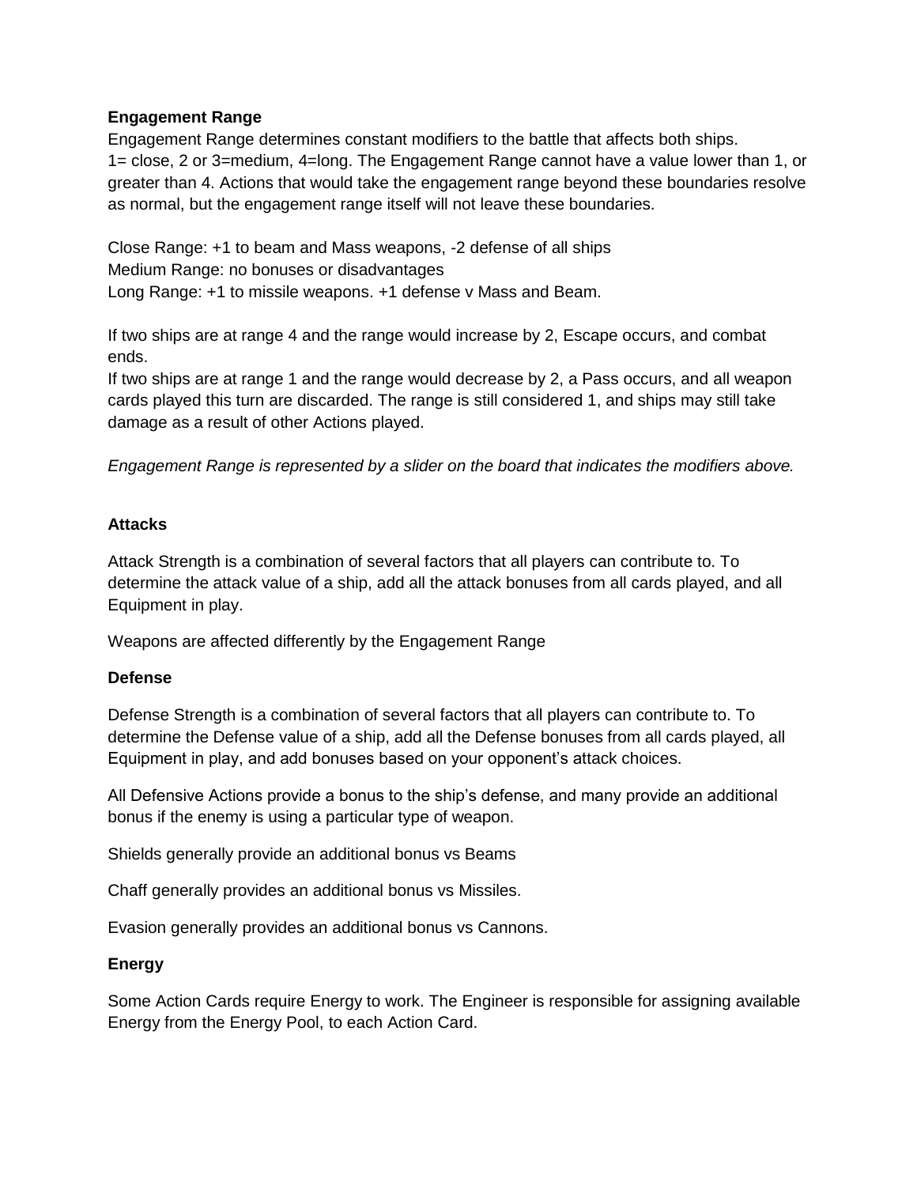**Engagement Range**

Engagement Range determines constant modifiers to the battle that affects both ships.
1= close, 2 or 3=medium, 4=long. The Engagement Range cannot have a value lower than 1, or greater than 4. Actions that would take the engagement range beyond these boundaries resolve as normal, but the engagement range itself will not leave these boundaries.

Close Range: +1 to beam and Mass weapons, -2 defense of all ships
Medium Range: no bonuses or disadvantages
Long Range: +1 to missile weapons. +1 defense v Mass and Beam.

If two ships are at range 4 and the range would increase by 2, Escape occurs, and combat ends.
If two ships are at range 1 and the range would decrease by 2, a Pass occurs, and all weapon cards played this turn are discarded. The range is still considered 1, and ships may still take damage as a result of other Actions played.

*Engagement Range is represented by a slider on the board that indicates the modifiers above.*

**Attacks**

Attack Strength is a combination of several factors that all players can contribute to. To determine the attack value of a ship, add all the attack bonuses from all cards played, and all Equipment in play.

Weapons are affected differently by the Engagement Range

**Defense**

Defense Strength is a combination of several factors that all players can contribute to. To determine the Defense value of a ship, add all the Defense bonuses from all cards played, all Equipment in play, and add bonuses based on your opponent's attack choices.

All Defensive Actions provide a bonus to the ship's defense, and many provide an additional bonus if the enemy is using a particular type of weapon.

Shields generally provide an additional bonus vs Beams

Chaff generally provides an additional bonus vs Missiles.

Evasion generally provides an additional bonus vs Cannons.

**Energy**

Some Action Cards require Energy to work. The Engineer is responsible for assigning available Energy from the Energy Pool, to each Action Card.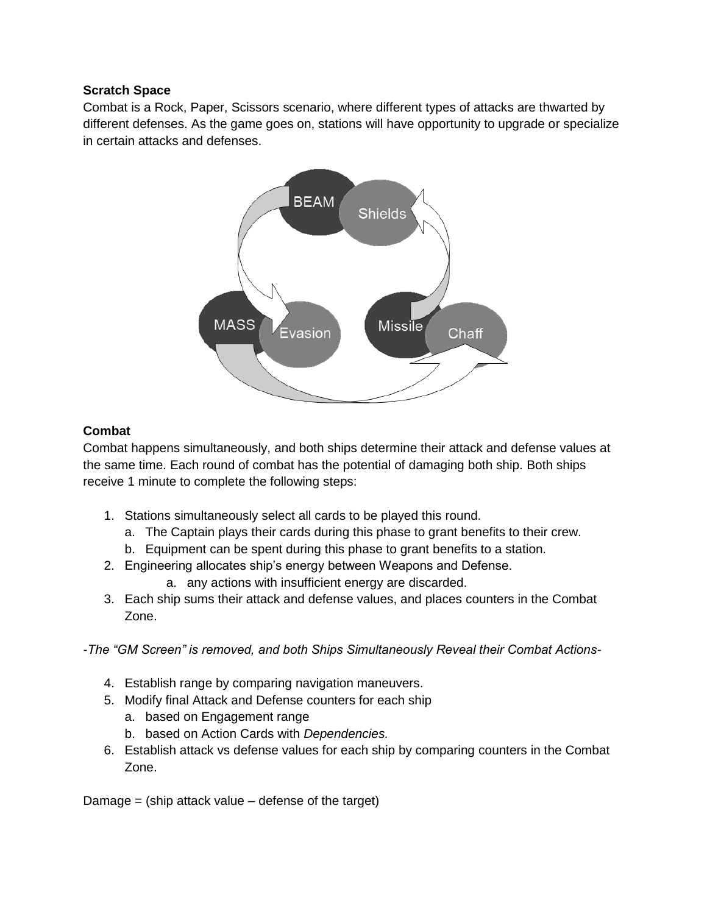**Scratch Space**

Combat is a Rock, Paper, Scissors scenario, where different types of attacks are thwarted by different defenses. As the game goes on, stations will have opportunity to upgrade or specialize in certain attacks and defenses.

**Combat**

Combat happens simultaneously, and both ships determine their attack and defense values at the same time. Each round of combat has the potential of damaging both ship. Both ships receive 1 minute to complete the following steps:

1. Stations simultaneously select all cards to be played this round.
   a. The Captain plays their cards during this phase to grant benefits to their crew.
   b. Equipment can be spent during this phase to grant benefits to a station.
2. Engineering allocates ship's energy between Weapons and Defense.
   a. any actions with insufficient energy are discarded.
3. Each ship sums their attack and defense values, and places counters in the Combat Zone.

*-The "GM Screen" is removed, and both Ships Simultaneously Reveal their Combat Actions-*

4. Establish range by comparing navigation maneuvers.
5. Modify final Attack and Defense counters for each ship
   a. based on Engagement range
   b. based on Action Cards with *Dependencies.*
6. Establish attack vs defense values for each ship by comparing counters in the Combat Zone.

Damage = (ship attack value – defense of the target)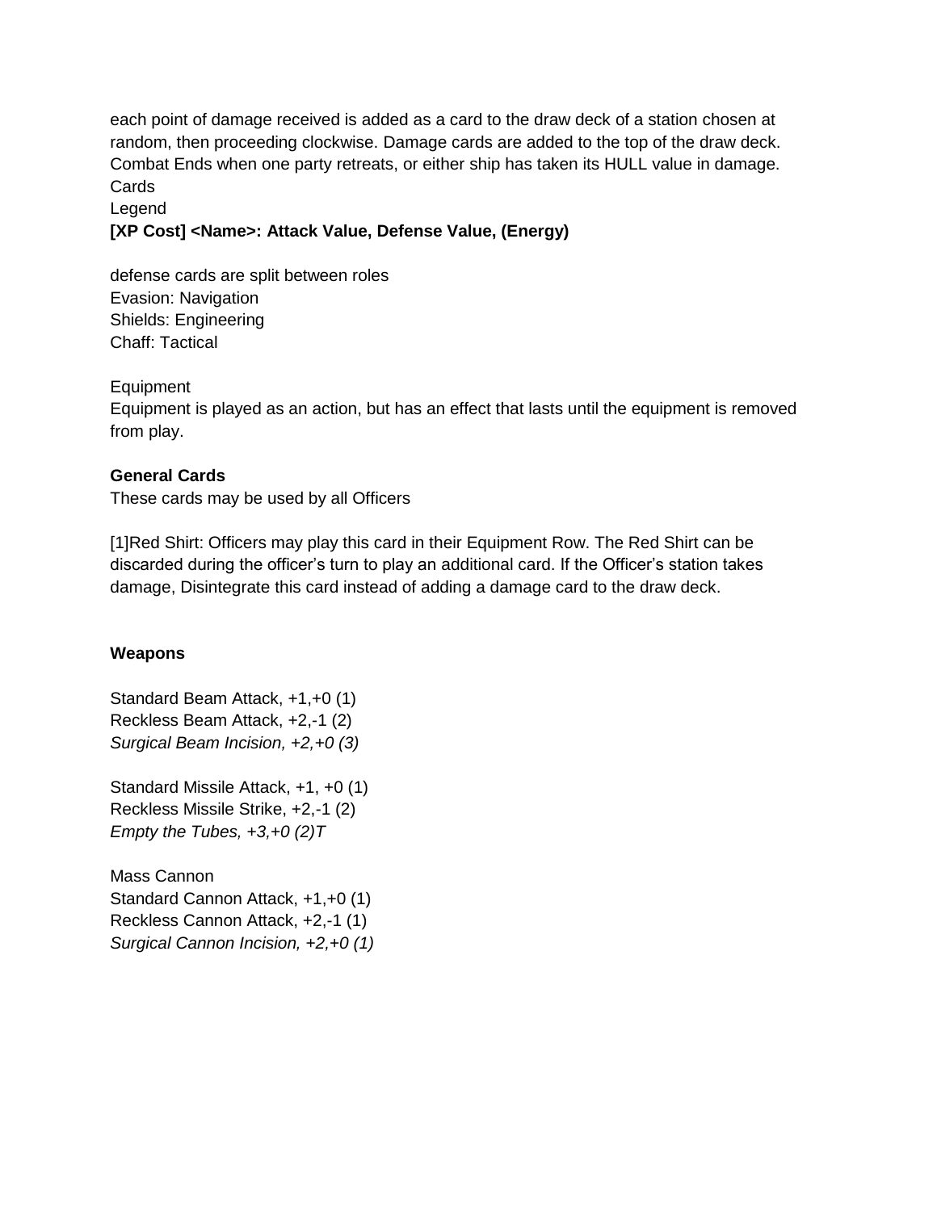each point of damage received is added as a card to the draw deck of a station chosen at random, then proceeding clockwise. Damage cards are added to the top of the draw deck. Combat Ends when one party retreats, or either ship has taken its HULL value in damage.

Cards

Legend

**[XP Cost] <Name>: Attack Value, Defense Value, (Energy)**

defense cards are split between roles

Evasion: Navigation

Shields: Engineering

Chaff: Tactical

Equipment

Equipment is played as an action, but has an effect that lasts until the equipment is removed from play.

**General Cards**

These cards may be used by all Officers

[1]Red Shirt: Officers may play this card in their Equipment Row. The Red Shirt can be discarded during the officer's turn to play an additional card. If the Officer's station takes damage, Disintegrate this card instead of adding a damage card to the draw deck.

**Weapons**

Standard Beam Attack, +1,+0 (1)

Reckless Beam Attack, +2,-1 (2)

*Surgical Beam Incision, +2,+0 (3)*

Standard Missile Attack, +1, +0 (1)

Reckless Missile Strike, +2,-1 (2)

*Empty the Tubes, +3,+0 (2)T*

Mass Cannon

Standard Cannon Attack, +1,+0 (1)

Reckless Cannon Attack, +2,-1 (1)

*Surgical Cannon Incision, +2,+0 (1)*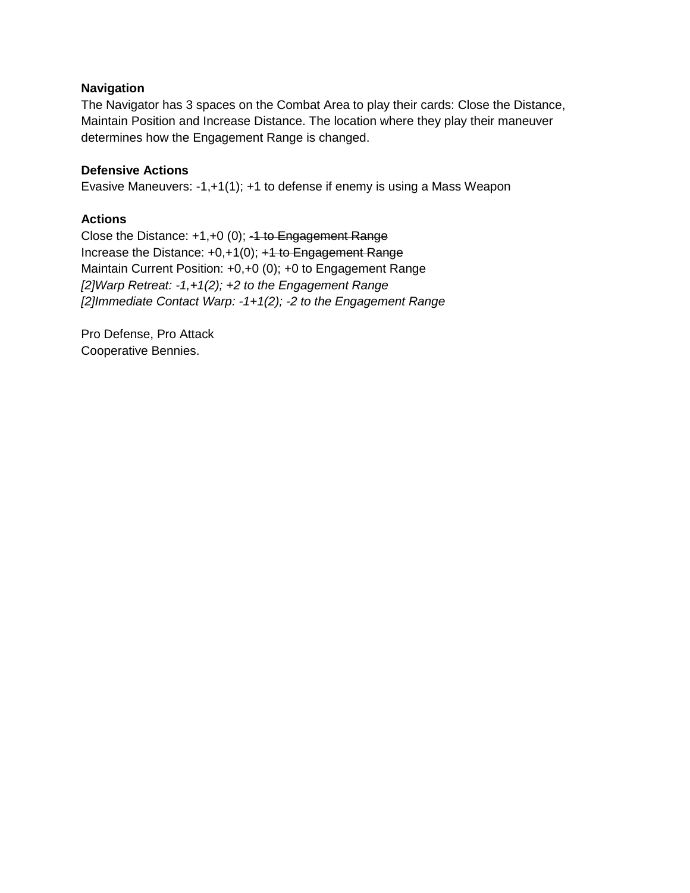**Navigation**
The Navigator has 3 spaces on the Combat Area to play their cards: Close the Distance, Maintain Position and Increase Distance. The location where they play their maneuver determines how the Engagement Range is changed.

**Defensive Actions**
Evasive Maneuvers: -1,+1(1); +1 to defense if enemy is using a Mass Weapon

**Actions**
Close the Distance: +1,+0 (0); ~~-1 to Engagement Range~~
Increase the Distance: +0,+1(0); ~~+1 to Engagement Range~~
Maintain Current Position: +0,+0 (0); +0 to Engagement Range
*[2]Warp Retreat: -1,+1(2); +2 to the Engagement Range*
*[2]Immediate Contact Warp: -1+1(2); -2 to the Engagement Range*

Pro Defense, Pro Attack
Cooperative Bennies.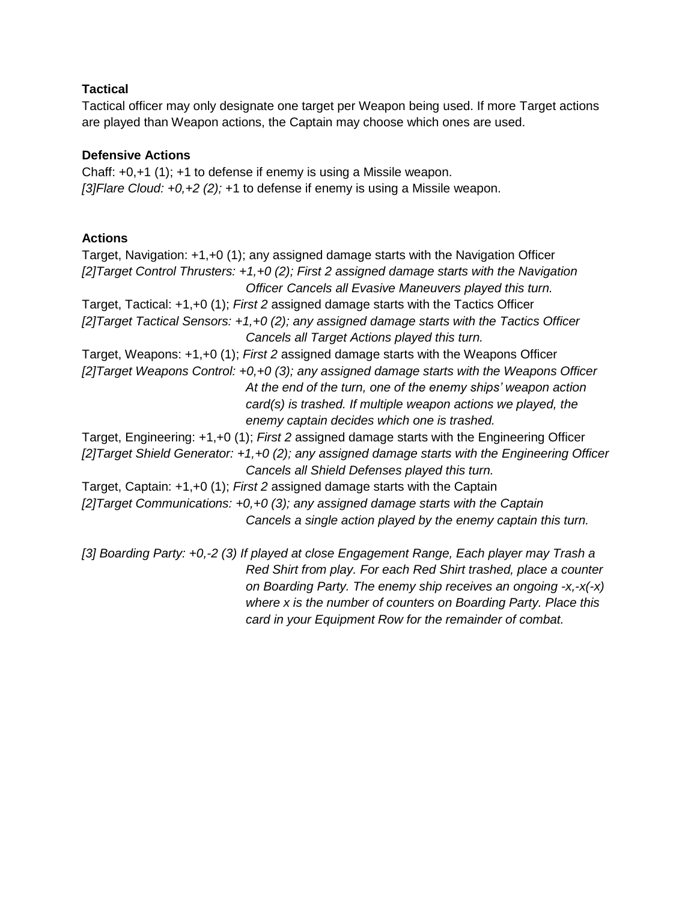**Tactical**

Tactical officer may only designate one target per Weapon being used. If more Target actions are played than Weapon actions, the Captain may choose which ones are used.

**Defensive Actions**

Chaff: +0,+1 (1); +1 to defense if enemy is using a Missile weapon.
*[3]Flare Cloud: +0,+2 (2);* +1 to defense if enemy is using a Missile weapon.

**Actions**

Target, Navigation: +1,+0 (1); any assigned damage starts with the Navigation Officer
*[2]Target Control Thrusters: +1,+0 (2); First 2 assigned damage starts with the Navigation Officer Cancels all Evasive Maneuvers played this turn.*
Target, Tactical: +1,+0 (1); *First 2* assigned damage starts with the Tactics Officer
*[2]Target Tactical Sensors: +1,+0 (2); any assigned damage starts with the Tactics Officer Cancels all Target Actions played this turn.*
Target, Weapons: +1,+0 (1); *First 2* assigned damage starts with the Weapons Officer
*[2]Target Weapons Control: +0,+0 (3); any assigned damage starts with the Weapons Officer At the end of the turn, one of the enemy ships' weapon action card(s) is trashed. If multiple weapon actions we played, the enemy captain decides which one is trashed.*
Target, Engineering: +1,+0 (1); *First 2* assigned damage starts with the Engineering Officer
*[2]Target Shield Generator: +1,+0 (2); any assigned damage starts with the Engineering Officer Cancels all Shield Defenses played this turn.*
Target, Captain: +1,+0 (1); *First 2* assigned damage starts with the Captain
*[2]Target Communications: +0,+0 (3); any assigned damage starts with the Captain Cancels a single action played by the enemy captain this turn.*

*[3] Boarding Party: +0,-2 (3) If played at close Engagement Range, Each player may Trash a Red Shirt from play. For each Red Shirt trashed, place a counter on Boarding Party. The enemy ship receives an ongoing -x,-x(-x) where x is the number of counters on Boarding Party. Place this card in your Equipment Row for the remainder of combat.*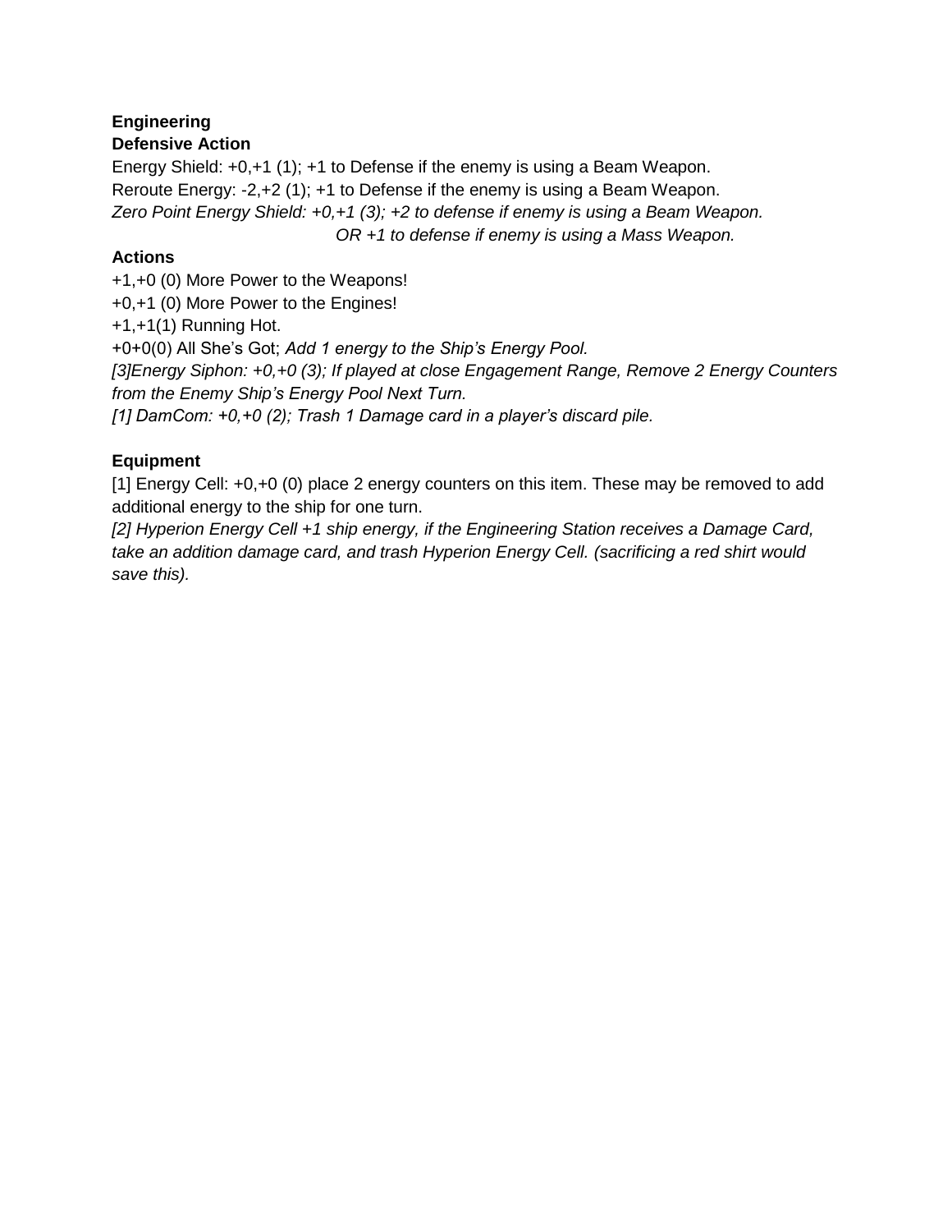**Engineering**

**Defensive Action**

Energy Shield: +0,+1 (1); +1 to Defense if the enemy is using a Beam Weapon.

Reroute Energy: -2,+2 (1); +1 to Defense if the enemy is using a Beam Weapon.

*Zero Point Energy Shield: +0,+1 (3); +2 to defense if enemy is using a Beam Weapon.*
*OR +1 to defense if enemy is using a Mass Weapon.*

**Actions**

+1,+0 (0) More Power to the Weapons!

+0,+1 (0) More Power to the Engines!

+1,+1(1) Running Hot.

+0+0(0) All She's Got; *Add 1 energy to the Ship's Energy Pool.*

*[3]Energy Siphon: +0,+0 (3); If played at close Engagement Range, Remove 2 Energy Counters from the Enemy Ship's Energy Pool Next Turn.*

*[1] DamCom: +0,+0 (2); Trash 1 Damage card in a player's discard pile.*

**Equipment**

[1] Energy Cell: +0,+0 (0) place 2 energy counters on this item. These may be removed to add additional energy to the ship for one turn.

*[2] Hyperion Energy Cell +1 ship energy, if the Engineering Station receives a Damage Card, take an addition damage card, and trash Hyperion Energy Cell. (sacrificing a red shirt would save this).*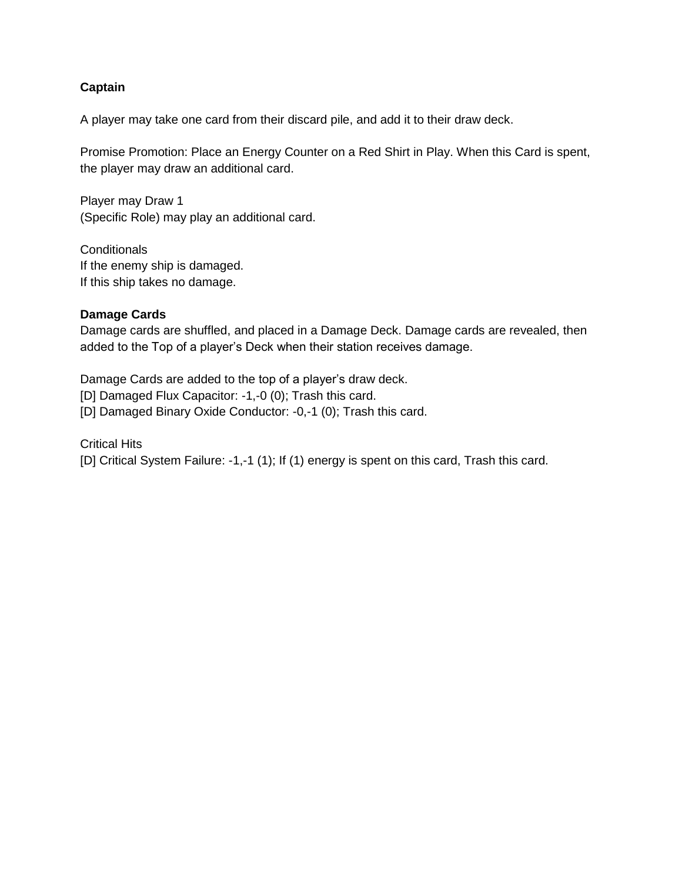**Captain**

A player may take one card from their discard pile, and add it to their draw deck.

Promise Promotion: Place an Energy Counter on a Red Shirt in Play. When this Card is spent, the player may draw an additional card.

Player may Draw 1
(Specific Role) may play an additional card.

Conditionals
If the enemy ship is damaged.
If this ship takes no damage.

**Damage Cards**
Damage cards are shuffled, and placed in a Damage Deck. Damage cards are revealed, then added to the Top of a player's Deck when their station receives damage.

Damage Cards are added to the top of a player's draw deck.
[D] Damaged Flux Capacitor: -1,-0 (0); Trash this card.
[D] Damaged Binary Oxide Conductor: -0,-1 (0); Trash this card.

Critical Hits
[D] Critical System Failure: -1,-1 (1); If (1) energy is spent on this card, Trash this card.